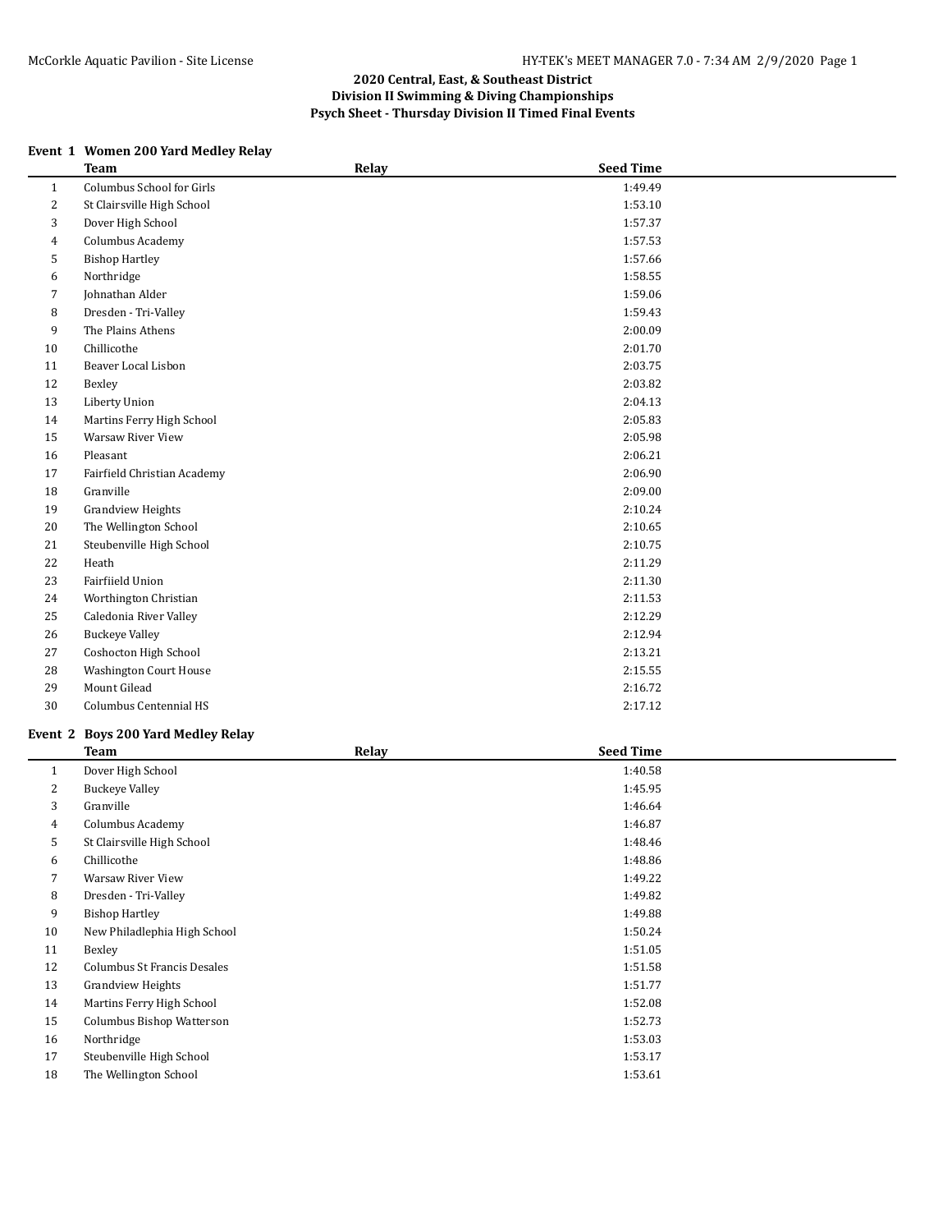## 2020 Central, East, & Southeast District
## Division II Swimming & Diving Championships
## Psych Sheet - Thursday Division II Timed Final Events

### Event 1 Women 200 Yard Medley Relay

| | Team | Relay | Seed Time |
|---|---|---|---|
| 1 | Columbus School for Girls | | 1:49.49 |
| 2 | St Clairsville High School | | 1:53.10 |
| 3 | Dover High School | | 1:57.37 |
| 4 | Columbus Academy | | 1:57.53 |
| 5 | Bishop Hartley | | 1:57.66 |
| 6 | Northridge | | 1:58.55 |
| 7 | Johnathan Alder | | 1:59.06 |
| 8 | Dresden - Tri-Valley | | 1:59.43 |
| 9 | The Plains Athens | | 2:00.09 |
| 10 | Chillicothe | | 2:01.70 |
| 11 | Beaver Local Lisbon | | 2:03.75 |
| 12 | Bexley | | 2:03.82 |
| 13 | Liberty Union | | 2:04.13 |
| 14 | Martins Ferry High School | | 2:05.83 |
| 15 | Warsaw River View | | 2:05.98 |
| 16 | Pleasant | | 2:06.21 |
| 17 | Fairfield Christian Academy | | 2:06.90 |
| 18 | Granville | | 2:09.00 |
| 19 | Grandview Heights | | 2:10.24 |
| 20 | The Wellington School | | 2:10.65 |
| 21 | Steubenville High School | | 2:10.75 |
| 22 | Heath | | 2:11.29 |
| 23 | Fairfiield Union | | 2:11.30 |
| 24 | Worthington Christian | | 2:11.53 |
| 25 | Caledonia River Valley | | 2:12.29 |
| 26 | Buckeye Valley | | 2:12.94 |
| 27 | Coshocton High School | | 2:13.21 |
| 28 | Washington Court House | | 2:15.55 |
| 29 | Mount Gilead | | 2:16.72 |
| 30 | Columbus Centennial HS | | 2:17.12 |

### Event 2 Boys 200 Yard Medley Relay

| | Team | Relay | Seed Time |
|---|---|---|---|
| 1 | Dover High School | | 1:40.58 |
| 2 | Buckeye Valley | | 1:45.95 |
| 3 | Granville | | 1:46.64 |
| 4 | Columbus Academy | | 1:46.87 |
| 5 | St Clairsville High School | | 1:48.46 |
| 6 | Chillicothe | | 1:48.86 |
| 7 | Warsaw River View | | 1:49.22 |
| 8 | Dresden - Tri-Valley | | 1:49.82 |
| 9 | Bishop Hartley | | 1:49.88 |
| 10 | New Philadlephia High School | | 1:50.24 |
| 11 | Bexley | | 1:51.05 |
| 12 | Columbus St Francis Desales | | 1:51.58 |
| 13 | Grandview Heights | | 1:51.77 |
| 14 | Martins Ferry High School | | 1:52.08 |
| 15 | Columbus Bishop Watterson | | 1:52.73 |
| 16 | Northridge | | 1:53.03 |
| 17 | Steubenville High School | | 1:53.17 |
| 18 | The Wellington School | | 1:53.61 |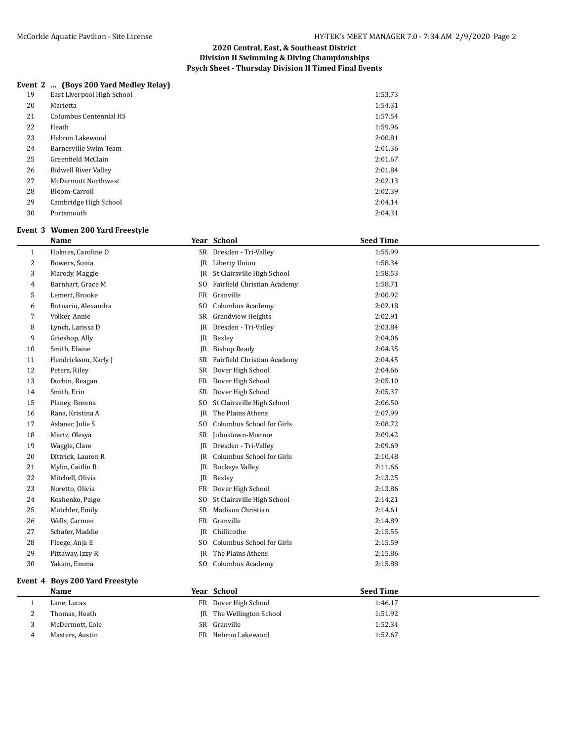## 2020 Central, East, & Southeast District
## Division II Swimming & Diving Championships
## Psych Sheet - Thursday Division II Timed Final Events

### Event 2 ... (Boys 200 Yard Medley Relay)

| | Team | Seed Time |
|---|---|---|
| 19 | East Liverpool High School | 1:53.73 |
| 20 | Marietta | 1:54.31 |
| 21 | Columbus Centennial HS | 1:57.54 |
| 22 | Heath | 1:59.96 |
| 23 | Hebron Lakewood | 2:00.81 |
| 24 | Barnesville Swim Team | 2:01.36 |
| 25 | Greenfield McClain | 2:01.67 |
| 26 | Bidwell River Valley | 2:01.84 |
| 27 | McDermott Northwest | 2:02.13 |
| 28 | Bloom-Carroll | 2:02.39 |
| 29 | Cambridge High School | 2:04.14 |
| 30 | Portsmouth | 2:04.31 |

### Event 3 Women 200 Yard Freestyle

| | Name | Year | School | Seed Time |
|---|---|---|---|---|
| 1 | Holmes, Caroline O | SR | Dresden - Tri-Valley | 1:55.99 |
| 2 | Bowers, Sonia | JR | Liberty Union | 1:58.34 |
| 3 | Marody, Maggie | JR | St Clairsville High School | 1:58.53 |
| 4 | Barnhart, Grace M | SO | Fairfield Christian Academy | 1:58.71 |
| 5 | Lemert, Brooke | FR | Granville | 2:00.92 |
| 6 | Butnariu, Alexandra | SO | Columbus Academy | 2:02.18 |
| 7 | Volker, Annie | SR | Grandview Heights | 2:02.91 |
| 8 | Lynch, Larissa D | JR | Dresden - Tri-Valley | 2:03.84 |
| 9 | Grieshop, Ally | JR | Bexley | 2:04.06 |
| 10 | Smith, Elaine | JR | Bishop Ready | 2:04.35 |
| 11 | Hendrickson, Karly J | SR | Fairfield Christian Academy | 2:04.45 |
| 12 | Peters, Riley | SR | Dover High School | 2:04.66 |
| 13 | Durbin, Reagan | FR | Dover High School | 2:05.10 |
| 14 | Smith, Erin | SR | Dover High School | 2:05.37 |
| 15 | Planey, Brenna | SO | St Clairsville High School | 2:06.50 |
| 16 | Rana, Kristina A | JR | The Plains Athens | 2:07.99 |
| 17 | Aslaner, Julie S | SO | Columbus School for Girls | 2:08.72 |
| 18 | Mertz, Olesya | SR | Johnstown-Monroe | 2:09.42 |
| 19 | Waggle, Clare | JR | Dresden - Tri-Valley | 2:09.69 |
| 20 | Dittrick, Lauren R | JR | Columbus School for Girls | 2:10.48 |
| 21 | Mylin, Caitlin R | JR | Buckeye Valley | 2:11.66 |
| 22 | Mitchell, Olivia | JR | Bexley | 2:13.25 |
| 23 | Noretto, Olivia | FR | Dover High School | 2:13.86 |
| 24 | Koshenko, Paige | SO | St Clairsville High School | 2:14.21 |
| 25 | Mutchler, Emily | SR | Madison Christian | 2:14.61 |
| 26 | Wells, Carmen | FR | Granville | 2:14.89 |
| 27 | Schafer, Maddie | JR | Chillicothe | 2:15.55 |
| 28 | Fleege, Anja E | SO | Columbus School for Girls | 2:15.59 |
| 29 | Pittaway, Izzy R | JR | The Plains Athens | 2:15.86 |
| 30 | Yakam, Emma | SO | Columbus Academy | 2:15.88 |

### Event 4 Boys 200 Yard Freestyle

| | Name | Year | School | Seed Time |
|---|---|---|---|---|
| 1 | Lane, Lucas | FR | Dover High School | 1:46.17 |
| 2 | Thomas, Heath | JR | The Wellington School | 1:51.92 |
| 3 | McDermott, Cole | SR | Granville | 1:52.34 |
| 4 | Masters, Austin | FR | Hebron Lakewood | 1:52.67 |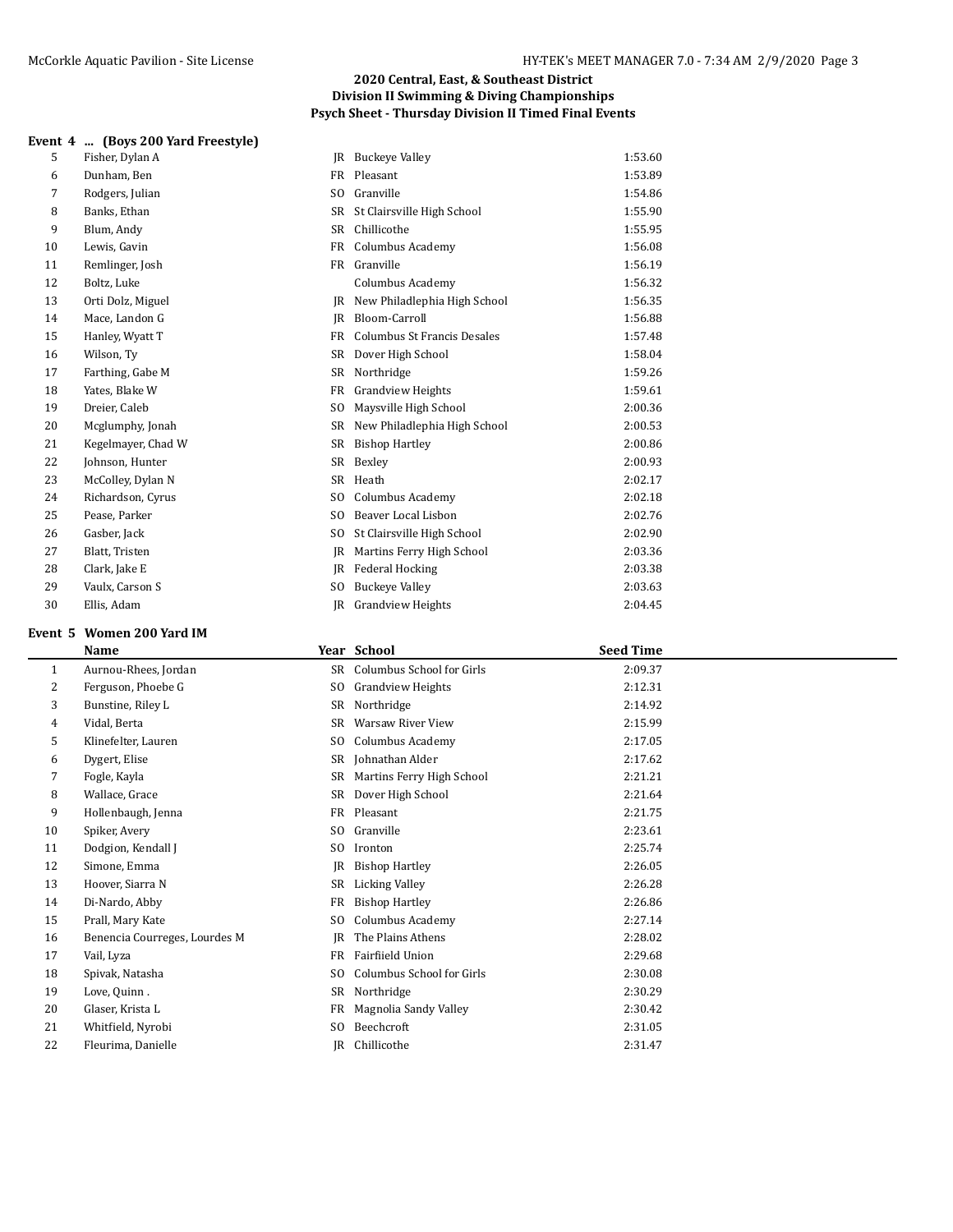## 2020 Central, East, & Southeast District
## Division II Swimming & Diving Championships
## Psych Sheet - Thursday Division II Timed Final Events

### Event 4 ... (Boys 200 Yard Freestyle)

| | Name | Year | School | Seed Time |
|---|---|---|---|---|
| 5 | Fisher, Dylan A | JR | Buckeye Valley | 1:53.60 |
| 6 | Dunham, Ben | FR | Pleasant | 1:53.89 |
| 7 | Rodgers, Julian | SO | Granville | 1:54.86 |
| 8 | Banks, Ethan | SR | St Clairsville High School | 1:55.90 |
| 9 | Blum, Andy | SR | Chillicothe | 1:55.95 |
| 10 | Lewis, Gavin | FR | Columbus Academy | 1:56.08 |
| 11 | Remlinger, Josh | FR | Granville | 1:56.19 |
| 12 | Boltz, Luke | | Columbus Academy | 1:56.32 |
| 13 | Orti Dolz, Miguel | JR | New Philadlephia High School | 1:56.35 |
| 14 | Mace, Landon G | JR | Bloom-Carroll | 1:56.88 |
| 15 | Hanley, Wyatt T | FR | Columbus St Francis Desales | 1:57.48 |
| 16 | Wilson, Ty | SR | Dover High School | 1:58.04 |
| 17 | Farthing, Gabe M | SR | Northridge | 1:59.26 |
| 18 | Yates, Blake W | FR | Grandview Heights | 1:59.61 |
| 19 | Dreier, Caleb | SO | Maysville High School | 2:00.36 |
| 20 | Mcglumphy, Jonah | SR | New Philadlephia High School | 2:00.53 |
| 21 | Kegelmayer, Chad W | SR | Bishop Hartley | 2:00.86 |
| 22 | Johnson, Hunter | SR | Bexley | 2:00.93 |
| 23 | McColley, Dylan N | SR | Heath | 2:02.17 |
| 24 | Richardson, Cyrus | SO | Columbus Academy | 2:02.18 |
| 25 | Pease, Parker | SO | Beaver Local Lisbon | 2:02.76 |
| 26 | Gasber, Jack | SO | St Clairsville High School | 2:02.90 |
| 27 | Blatt, Tristen | JR | Martins Ferry High School | 2:03.36 |
| 28 | Clark, Jake E | JR | Federal Hocking | 2:03.38 |
| 29 | Vaulx, Carson S | SO | Buckeye Valley | 2:03.63 |
| 30 | Ellis, Adam | JR | Grandview Heights | 2:04.45 |

### Event 5 Women 200 Yard IM

| | Name | Year | School | Seed Time |
|---|---|---|---|---|
| 1 | Aurnou-Rhees, Jordan | SR | Columbus School for Girls | 2:09.37 |
| 2 | Ferguson, Phoebe G | SO | Grandview Heights | 2:12.31 |
| 3 | Bunstine, Riley L | SR | Northridge | 2:14.92 |
| 4 | Vidal, Berta | SR | Warsaw River View | 2:15.99 |
| 5 | Klinefelter, Lauren | SO | Columbus Academy | 2:17.05 |
| 6 | Dygert, Elise | SR | Johnathan Alder | 2:17.62 |
| 7 | Fogle, Kayla | SR | Martins Ferry High School | 2:21.21 |
| 8 | Wallace, Grace | SR | Dover High School | 2:21.64 |
| 9 | Hollenbaugh, Jenna | FR | Pleasant | 2:21.75 |
| 10 | Spiker, Avery | SO | Granville | 2:23.61 |
| 11 | Dodgion, Kendall J | SO | Ironton | 2:25.74 |
| 12 | Simone, Emma | JR | Bishop Hartley | 2:26.05 |
| 13 | Hoover, Siarra N | SR | Licking Valley | 2:26.28 |
| 14 | Di-Nardo, Abby | FR | Bishop Hartley | 2:26.86 |
| 15 | Prall, Mary Kate | SO | Columbus Academy | 2:27.14 |
| 16 | Benencia Courreges, Lourdes M | JR | The Plains Athens | 2:28.02 |
| 17 | Vail, Lyza | FR | Fairfiield Union | 2:29.68 |
| 18 | Spivak, Natasha | SO | Columbus School for Girls | 2:30.08 |
| 19 | Love, Quinn . | SR | Northridge | 2:30.29 |
| 20 | Glaser, Krista L | FR | Magnolia Sandy Valley | 2:30.42 |
| 21 | Whitfield, Nyrobi | SO | Beechcroft | 2:31.05 |
| 22 | Fleurima, Danielle | JR | Chillicothe | 2:31.47 |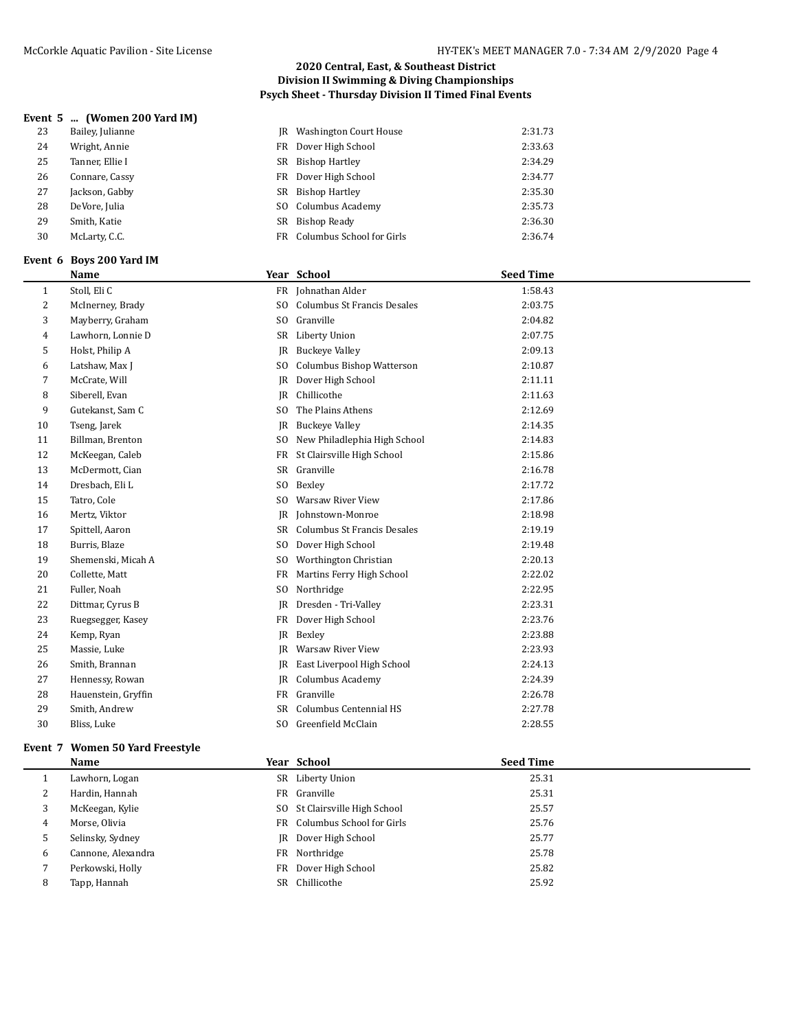## 2020 Central, East, & Southeast District
## Division II Swimming & Diving Championships
## Psych Sheet - Thursday Division II Timed Final Events

### Event 5 ... (Women 200 Yard IM)

| | Name | Year | School | Seed Time |
|---|---|---|---|---|
| 23 | Bailey, Julianne | JR | Washington Court House | 2:31.73 |
| 24 | Wright, Annie | FR | Dover High School | 2:33.63 |
| 25 | Tanner, Ellie I | SR | Bishop Hartley | 2:34.29 |
| 26 | Connare, Cassy | FR | Dover High School | 2:34.77 |
| 27 | Jackson, Gabby | SR | Bishop Hartley | 2:35.30 |
| 28 | DeVore, Julia | SO | Columbus Academy | 2:35.73 |
| 29 | Smith, Katie | SR | Bishop Ready | 2:36.30 |
| 30 | McLarty, C.C. | FR | Columbus School for Girls | 2:36.74 |

### Event 6 Boys 200 Yard IM

| | Name | Year | School | Seed Time |
|---|---|---|---|---|
| 1 | Stoll, Eli C | FR | Johnathan Alder | 1:58.43 |
| 2 | McInerney, Brady | SO | Columbus St Francis Desales | 2:03.75 |
| 3 | Mayberry, Graham | SO | Granville | 2:04.82 |
| 4 | Lawhorn, Lonnie D | SR | Liberty Union | 2:07.75 |
| 5 | Holst, Philip A | JR | Buckeye Valley | 2:09.13 |
| 6 | Latshaw, Max J | SO | Columbus Bishop Watterson | 2:10.87 |
| 7 | McCrate, Will | JR | Dover High School | 2:11.11 |
| 8 | Siberell, Evan | JR | Chillicothe | 2:11.63 |
| 9 | Gutekanst, Sam C | SO | The Plains Athens | 2:12.69 |
| 10 | Tseng, Jarek | JR | Buckeye Valley | 2:14.35 |
| 11 | Billman, Brenton | SO | New Philadlephia High School | 2:14.83 |
| 12 | McKeegan, Caleb | FR | St Clairsville High School | 2:15.86 |
| 13 | McDermott, Cian | SR | Granville | 2:16.78 |
| 14 | Dresbach, Eli L | SO | Bexley | 2:17.72 |
| 15 | Tatro, Cole | SO | Warsaw River View | 2:17.86 |
| 16 | Mertz, Viktor | JR | Johnstown-Monroe | 2:18.98 |
| 17 | Spittell, Aaron | SR | Columbus St Francis Desales | 2:19.19 |
| 18 | Burris, Blaze | SO | Dover High School | 2:19.48 |
| 19 | Shemenski, Micah A | SO | Worthington Christian | 2:20.13 |
| 20 | Collette, Matt | FR | Martins Ferry High School | 2:22.02 |
| 21 | Fuller, Noah | SO | Northridge | 2:22.95 |
| 22 | Dittmar, Cyrus B | JR | Dresden - Tri-Valley | 2:23.31 |
| 23 | Ruegsegger, Kasey | FR | Dover High School | 2:23.76 |
| 24 | Kemp, Ryan | JR | Bexley | 2:23.88 |
| 25 | Massie, Luke | JR | Warsaw River View | 2:23.93 |
| 26 | Smith, Brannan | JR | East Liverpool High School | 2:24.13 |
| 27 | Hennessy, Rowan | JR | Columbus Academy | 2:24.39 |
| 28 | Hauenstein, Gryffin | FR | Granville | 2:26.78 |
| 29 | Smith, Andrew | SR | Columbus Centennial HS | 2:27.78 |
| 30 | Bliss, Luke | SO | Greenfield McClain | 2:28.55 |

### Event 7 Women 50 Yard Freestyle

| | Name | Year | School | Seed Time |
|---|---|---|---|---|
| 1 | Lawhorn, Logan | SR | Liberty Union | 25.31 |
| 2 | Hardin, Hannah | FR | Granville | 25.31 |
| 3 | McKeegan, Kylie | SO | St Clairsville High School | 25.57 |
| 4 | Morse, Olivia | FR | Columbus School for Girls | 25.76 |
| 5 | Selinsky, Sydney | JR | Dover High School | 25.77 |
| 6 | Cannone, Alexandra | FR | Northridge | 25.78 |
| 7 | Perkowski, Holly | FR | Dover High School | 25.82 |
| 8 | Tapp, Hannah | SR | Chillicothe | 25.92 |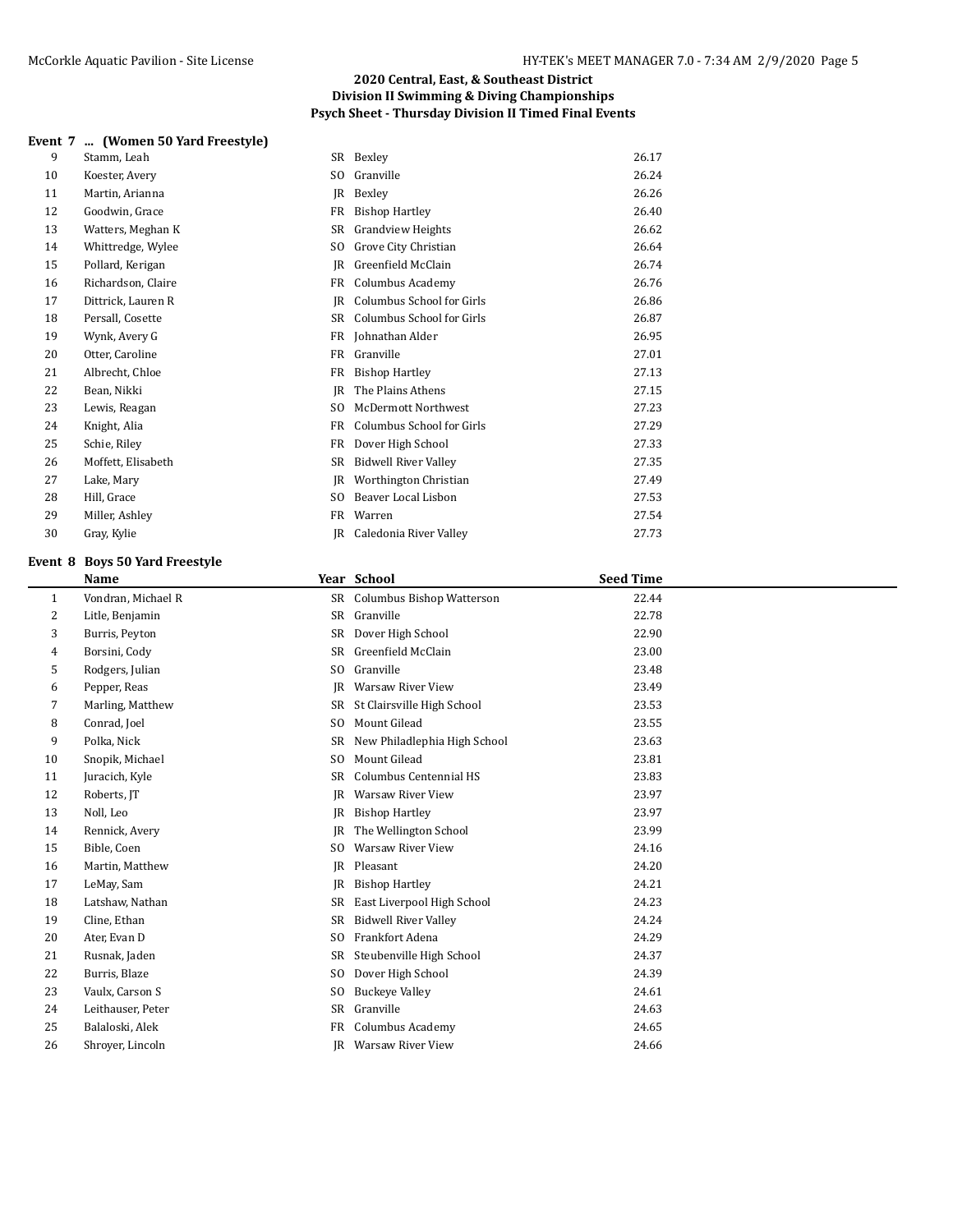## 2020 Central, East, & Southeast District
## Division II Swimming & Diving Championships
## Psych Sheet - Thursday Division II Timed Final Events

### Event 7 ... (Women 50 Yard Freestyle)

| | Name | Year | School | Seed Time |
|---|---|---|---|---|
| 9 | Stamm, Leah | SR | Bexley | 26.17 |
| 10 | Koester, Avery | SO | Granville | 26.24 |
| 11 | Martin, Arianna | JR | Bexley | 26.26 |
| 12 | Goodwin, Grace | FR | Bishop Hartley | 26.40 |
| 13 | Watters, Meghan K | SR | Grandview Heights | 26.62 |
| 14 | Whittredge, Wylee | SO | Grove City Christian | 26.64 |
| 15 | Pollard, Kerigan | JR | Greenfield McClain | 26.74 |
| 16 | Richardson, Claire | FR | Columbus Academy | 26.76 |
| 17 | Dittrick, Lauren R | JR | Columbus School for Girls | 26.86 |
| 18 | Persall, Cosette | SR | Columbus School for Girls | 26.87 |
| 19 | Wynk, Avery G | FR | Johnathan Alder | 26.95 |
| 20 | Otter, Caroline | FR | Granville | 27.01 |
| 21 | Albrecht, Chloe | FR | Bishop Hartley | 27.13 |
| 22 | Bean, Nikki | JR | The Plains Athens | 27.15 |
| 23 | Lewis, Reagan | SO | McDermott Northwest | 27.23 |
| 24 | Knight, Alia | FR | Columbus School for Girls | 27.29 |
| 25 | Schie, Riley | FR | Dover High School | 27.33 |
| 26 | Moffett, Elisabeth | SR | Bidwell River Valley | 27.35 |
| 27 | Lake, Mary | JR | Worthington Christian | 27.49 |
| 28 | Hill, Grace | SO | Beaver Local Lisbon | 27.53 |
| 29 | Miller, Ashley | FR | Warren | 27.54 |
| 30 | Gray, Kylie | JR | Caledonia River Valley | 27.73 |

### Event 8 Boys 50 Yard Freestyle

| | Name | Year | School | Seed Time |
|---|---|---|---|---|
| 1 | Vondran, Michael R | SR | Columbus Bishop Watterson | 22.44 |
| 2 | Litle, Benjamin | SR | Granville | 22.78 |
| 3 | Burris, Peyton | SR | Dover High School | 22.90 |
| 4 | Borsini, Cody | SR | Greenfield McClain | 23.00 |
| 5 | Rodgers, Julian | SO | Granville | 23.48 |
| 6 | Pepper, Reas | JR | Warsaw River View | 23.49 |
| 7 | Marling, Matthew | SR | St Clairsville High School | 23.53 |
| 8 | Conrad, Joel | SO | Mount Gilead | 23.55 |
| 9 | Polka, Nick | SR | New Philadlephia High School | 23.63 |
| 10 | Snopik, Michael | SO | Mount Gilead | 23.81 |
| 11 | Juracich, Kyle | SR | Columbus Centennial HS | 23.83 |
| 12 | Roberts, JT | JR | Warsaw River View | 23.97 |
| 13 | Noll, Leo | JR | Bishop Hartley | 23.97 |
| 14 | Rennick, Avery | JR | The Wellington School | 23.99 |
| 15 | Bible, Coen | SO | Warsaw River View | 24.16 |
| 16 | Martin, Matthew | JR | Pleasant | 24.20 |
| 17 | LeMay, Sam | JR | Bishop Hartley | 24.21 |
| 18 | Latshaw, Nathan | SR | East Liverpool High School | 24.23 |
| 19 | Cline, Ethan | SR | Bidwell River Valley | 24.24 |
| 20 | Ater, Evan D | SO | Frankfort Adena | 24.29 |
| 21 | Rusnak, Jaden | SR | Steubenville High School | 24.37 |
| 22 | Burris, Blaze | SO | Dover High School | 24.39 |
| 23 | Vaulx, Carson S | SO | Buckeye Valley | 24.61 |
| 24 | Leithauser, Peter | SR | Granville | 24.63 |
| 25 | Balaloski, Alek | FR | Columbus Academy | 24.65 |
| 26 | Shroyer, Lincoln | JR | Warsaw River View | 24.66 |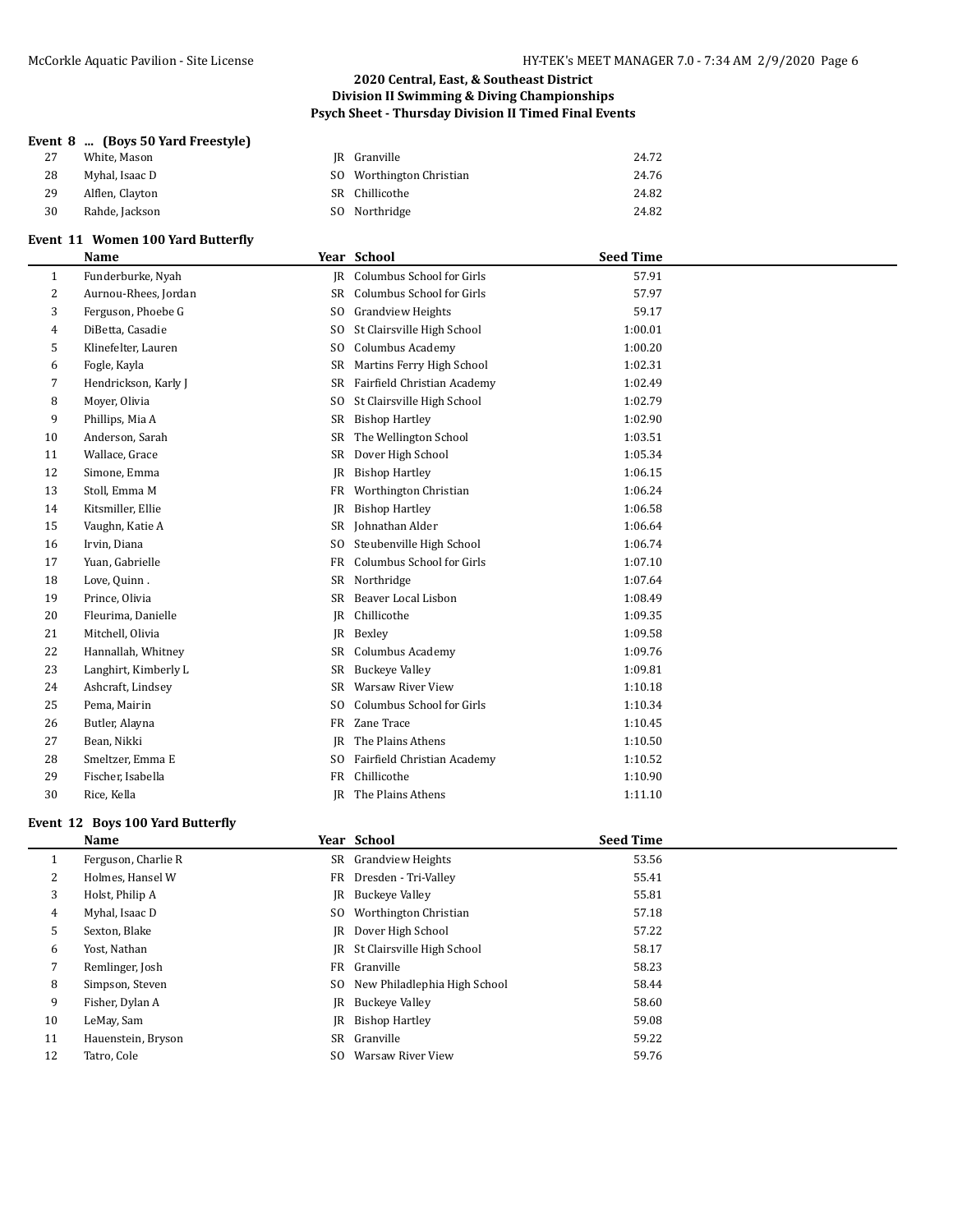## 2020 Central, East, & Southeast District
## Division II Swimming & Diving Championships
## Psych Sheet - Thursday Division II Timed Final Events

### Event 8 ... (Boys 50 Yard Freestyle)

| | Name | Year | School | Seed Time |
|---|---|---|---|---|
| 27 | White, Mason | JR | Granville | 24.72 |
| 28 | Myhal, Isaac D | SO | Worthington Christian | 24.76 |
| 29 | Alflen, Clayton | SR | Chillicothe | 24.82 |
| 30 | Rahde, Jackson | SO | Northridge | 24.82 |

### Event 11 Women 100 Yard Butterfly

| | Name | Year | School | Seed Time |
|---|---|---|---|---|
| 1 | Funderburke, Nyah | JR | Columbus School for Girls | 57.91 |
| 2 | Aurnou-Rhees, Jordan | SR | Columbus School for Girls | 57.97 |
| 3 | Ferguson, Phoebe G | SO | Grandview Heights | 59.17 |
| 4 | DiBetta, Casadie | SO | St Clairsville High School | 1:00.01 |
| 5 | Klinefelter, Lauren | SO | Columbus Academy | 1:00.20 |
| 6 | Fogle, Kayla | SR | Martins Ferry High School | 1:02.31 |
| 7 | Hendrickson, Karly J | SR | Fairfield Christian Academy | 1:02.49 |
| 8 | Moyer, Olivia | SO | St Clairsville High School | 1:02.79 |
| 9 | Phillips, Mia A | SR | Bishop Hartley | 1:02.90 |
| 10 | Anderson, Sarah | SR | The Wellington School | 1:03.51 |
| 11 | Wallace, Grace | SR | Dover High School | 1:05.34 |
| 12 | Simone, Emma | JR | Bishop Hartley | 1:06.15 |
| 13 | Stoll, Emma M | FR | Worthington Christian | 1:06.24 |
| 14 | Kitsmiller, Ellie | JR | Bishop Hartley | 1:06.58 |
| 15 | Vaughn, Katie A | SR | Johnathan Alder | 1:06.64 |
| 16 | Irvin, Diana | SO | Steubenville High School | 1:06.74 |
| 17 | Yuan, Gabrielle | FR | Columbus School for Girls | 1:07.10 |
| 18 | Love, Quinn . | SR | Northridge | 1:07.64 |
| 19 | Prince, Olivia | SR | Beaver Local Lisbon | 1:08.49 |
| 20 | Fleurima, Danielle | JR | Chillicothe | 1:09.35 |
| 21 | Mitchell, Olivia | JR | Bexley | 1:09.58 |
| 22 | Hannallah, Whitney | SR | Columbus Academy | 1:09.76 |
| 23 | Langhirt, Kimberly L | SR | Buckeye Valley | 1:09.81 |
| 24 | Ashcraft, Lindsey | SR | Warsaw River View | 1:10.18 |
| 25 | Pema, Mairin | SO | Columbus School for Girls | 1:10.34 |
| 26 | Butler, Alayna | FR | Zane Trace | 1:10.45 |
| 27 | Bean, Nikki | JR | The Plains Athens | 1:10.50 |
| 28 | Smeltzer, Emma E | SO | Fairfield Christian Academy | 1:10.52 |
| 29 | Fischer, Isabella | FR | Chillicothe | 1:10.90 |
| 30 | Rice, Kella | JR | The Plains Athens | 1:11.10 |

### Event 12 Boys 100 Yard Butterfly

| | Name | Year | School | Seed Time |
|---|---|---|---|---|
| 1 | Ferguson, Charlie R | SR | Grandview Heights | 53.56 |
| 2 | Holmes, Hansel W | FR | Dresden - Tri-Valley | 55.41 |
| 3 | Holst, Philip A | JR | Buckeye Valley | 55.81 |
| 4 | Myhal, Isaac D | SO | Worthington Christian | 57.18 |
| 5 | Sexton, Blake | JR | Dover High School | 57.22 |
| 6 | Yost, Nathan | JR | St Clairsville High School | 58.17 |
| 7 | Remlinger, Josh | FR | Granville | 58.23 |
| 8 | Simpson, Steven | SO | New Philadlephia High School | 58.44 |
| 9 | Fisher, Dylan A | JR | Buckeye Valley | 58.60 |
| 10 | LeMay, Sam | JR | Bishop Hartley | 59.08 |
| 11 | Hauenstein, Bryson | SR | Granville | 59.22 |
| 12 | Tatro, Cole | SO | Warsaw River View | 59.76 |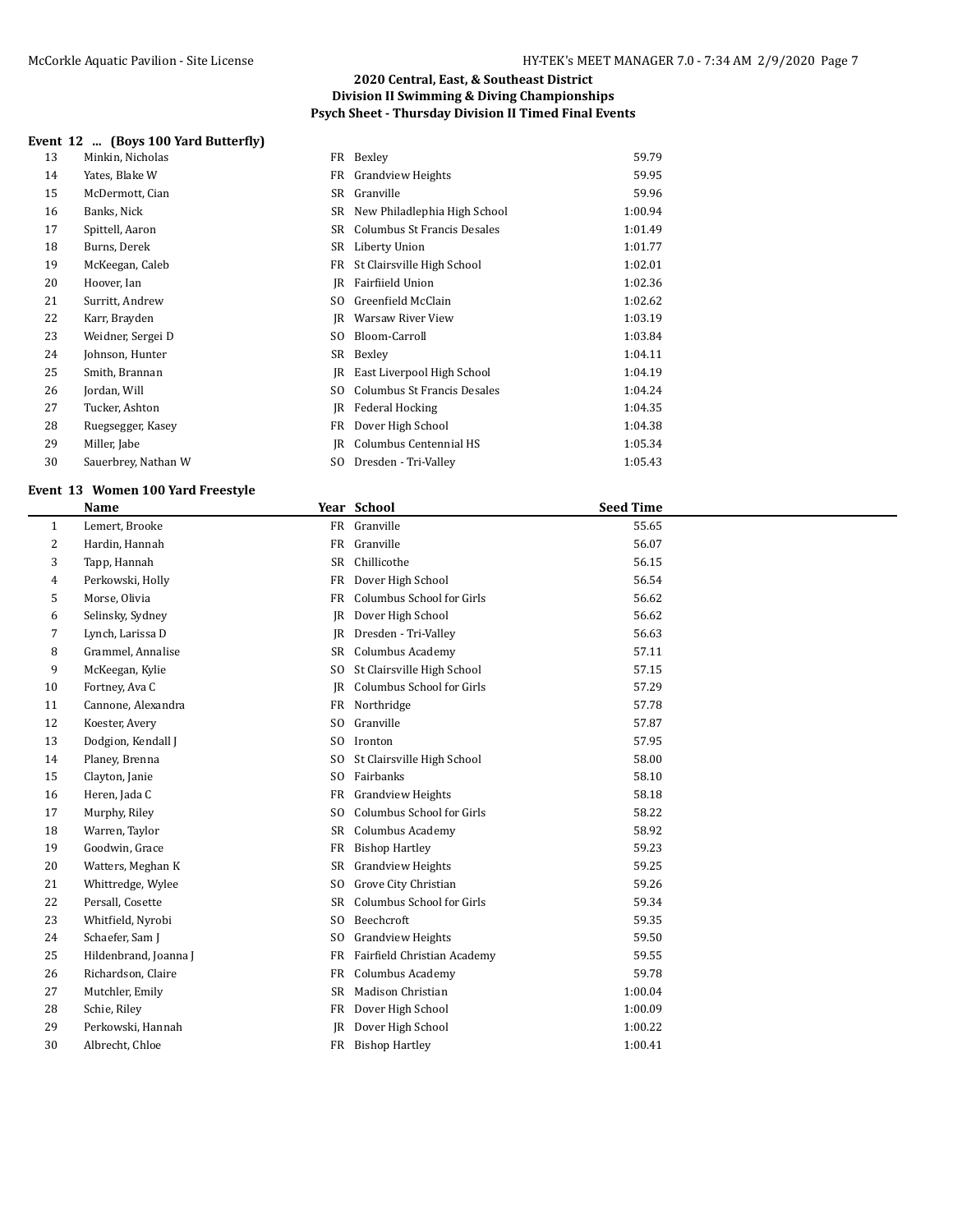## 2020 Central, East, & Southeast District
## Division II Swimming & Diving Championships
## Psych Sheet - Thursday Division II Timed Final Events

### Event 12 ... (Boys 100 Yard Butterfly)

| | Name | Year | School | Seed Time |
|---|---|---|---|---|
| 13 | Minkin, Nicholas | FR | Bexley | 59.79 |
| 14 | Yates, Blake W | FR | Grandview Heights | 59.95 |
| 15 | McDermott, Cian | SR | Granville | 59.96 |
| 16 | Banks, Nick | SR | New Philadlephia High School | 1:00.94 |
| 17 | Spittell, Aaron | SR | Columbus St Francis Desales | 1:01.49 |
| 18 | Burns, Derek | SR | Liberty Union | 1:01.77 |
| 19 | McKeegan, Caleb | FR | St Clairsville High School | 1:02.01 |
| 20 | Hoover, Ian | JR | Fairfiield Union | 1:02.36 |
| 21 | Surritt, Andrew | SO | Greenfield McClain | 1:02.62 |
| 22 | Karr, Brayden | JR | Warsaw River View | 1:03.19 |
| 23 | Weidner, Sergei D | SO | Bloom-Carroll | 1:03.84 |
| 24 | Johnson, Hunter | SR | Bexley | 1:04.11 |
| 25 | Smith, Brannan | JR | East Liverpool High School | 1:04.19 |
| 26 | Jordan, Will | SO | Columbus St Francis Desales | 1:04.24 |
| 27 | Tucker, Ashton | JR | Federal Hocking | 1:04.35 |
| 28 | Ruegsegger, Kasey | FR | Dover High School | 1:04.38 |
| 29 | Miller, Jabe | JR | Columbus Centennial HS | 1:05.34 |
| 30 | Sauerbrey, Nathan W | SO | Dresden - Tri-Valley | 1:05.43 |

### Event 13 Women 100 Yard Freestyle

| | Name | Year | School | Seed Time |
|---|---|---|---|---|
| 1 | Lemert, Brooke | FR | Granville | 55.65 |
| 2 | Hardin, Hannah | FR | Granville | 56.07 |
| 3 | Tapp, Hannah | SR | Chillicothe | 56.15 |
| 4 | Perkowski, Holly | FR | Dover High School | 56.54 |
| 5 | Morse, Olivia | FR | Columbus School for Girls | 56.62 |
| 6 | Selinsky, Sydney | JR | Dover High School | 56.62 |
| 7 | Lynch, Larissa D | JR | Dresden - Tri-Valley | 56.63 |
| 8 | Grammel, Annalise | SR | Columbus Academy | 57.11 |
| 9 | McKeegan, Kylie | SO | St Clairsville High School | 57.15 |
| 10 | Fortney, Ava C | JR | Columbus School for Girls | 57.29 |
| 11 | Cannone, Alexandra | FR | Northridge | 57.78 |
| 12 | Koester, Avery | SO | Granville | 57.87 |
| 13 | Dodgion, Kendall J | SO | Ironton | 57.95 |
| 14 | Planey, Brenna | SO | St Clairsville High School | 58.00 |
| 15 | Clayton, Janie | SO | Fairbanks | 58.10 |
| 16 | Heren, Jada C | FR | Grandview Heights | 58.18 |
| 17 | Murphy, Riley | SO | Columbus School for Girls | 58.22 |
| 18 | Warren, Taylor | SR | Columbus Academy | 58.92 |
| 19 | Goodwin, Grace | FR | Bishop Hartley | 59.23 |
| 20 | Watters, Meghan K | SR | Grandview Heights | 59.25 |
| 21 | Whittredge, Wylee | SO | Grove City Christian | 59.26 |
| 22 | Persall, Cosette | SR | Columbus School for Girls | 59.34 |
| 23 | Whitfield, Nyrobi | SO | Beechcroft | 59.35 |
| 24 | Schaefer, Sam J | SO | Grandview Heights | 59.50 |
| 25 | Hildenbrand, Joanna J | FR | Fairfield Christian Academy | 59.55 |
| 26 | Richardson, Claire | FR | Columbus Academy | 59.78 |
| 27 | Mutchler, Emily | SR | Madison Christian | 1:00.04 |
| 28 | Schie, Riley | FR | Dover High School | 1:00.09 |
| 29 | Perkowski, Hannah | JR | Dover High School | 1:00.22 |
| 30 | Albrecht, Chloe | FR | Bishop Hartley | 1:00.41 |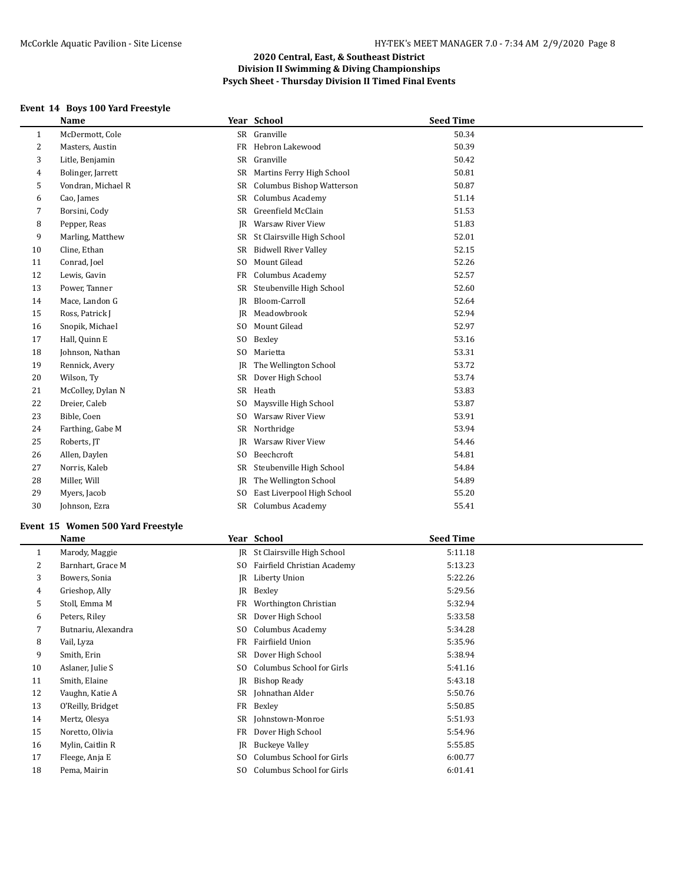## 2020 Central, East, & Southeast District
## Division II Swimming & Diving Championships
## Psych Sheet - Thursday Division II Timed Final Events

### Event 14 Boys 100 Yard Freestyle

| | Name | Year | School | Seed Time |
|---|---|---|---|---|
| 1 | McDermott, Cole | SR | Granville | 50.34 |
| 2 | Masters, Austin | FR | Hebron Lakewood | 50.39 |
| 3 | Litle, Benjamin | SR | Granville | 50.42 |
| 4 | Bolinger, Jarrett | SR | Martins Ferry High School | 50.81 |
| 5 | Vondran, Michael R | SR | Columbus Bishop Watterson | 50.87 |
| 6 | Cao, James | SR | Columbus Academy | 51.14 |
| 7 | Borsini, Cody | SR | Greenfield McClain | 51.53 |
| 8 | Pepper, Reas | JR | Warsaw River View | 51.83 |
| 9 | Marling, Matthew | SR | St Clairsville High School | 52.01 |
| 10 | Cline, Ethan | SR | Bidwell River Valley | 52.15 |
| 11 | Conrad, Joel | SO | Mount Gilead | 52.26 |
| 12 | Lewis, Gavin | FR | Columbus Academy | 52.57 |
| 13 | Power, Tanner | SR | Steubenville High School | 52.60 |
| 14 | Mace, Landon G | JR | Bloom-Carroll | 52.64 |
| 15 | Ross, Patrick J | JR | Meadowbrook | 52.94 |
| 16 | Snopik, Michael | SO | Mount Gilead | 52.97 |
| 17 | Hall, Quinn E | SO | Bexley | 53.16 |
| 18 | Johnson, Nathan | SO | Marietta | 53.31 |
| 19 | Rennick, Avery | JR | The Wellington School | 53.72 |
| 20 | Wilson, Ty | SR | Dover High School | 53.74 |
| 21 | McColley, Dylan N | SR | Heath | 53.83 |
| 22 | Dreier, Caleb | SO | Maysville High School | 53.87 |
| 23 | Bible, Coen | SO | Warsaw River View | 53.91 |
| 24 | Farthing, Gabe M | SR | Northridge | 53.94 |
| 25 | Roberts, JT | JR | Warsaw River View | 54.46 |
| 26 | Allen, Daylen | SO | Beechcroft | 54.81 |
| 27 | Norris, Kaleb | SR | Steubenville High School | 54.84 |
| 28 | Miller, Will | JR | The Wellington School | 54.89 |
| 29 | Myers, Jacob | SO | East Liverpool High School | 55.20 |
| 30 | Johnson, Ezra | SR | Columbus Academy | 55.41 |

### Event 15 Women 500 Yard Freestyle

| | Name | Year | School | Seed Time |
|---|---|---|---|---|
| 1 | Marody, Maggie | JR | St Clairsville High School | 5:11.18 |
| 2 | Barnhart, Grace M | SO | Fairfield Christian Academy | 5:13.23 |
| 3 | Bowers, Sonia | JR | Liberty Union | 5:22.26 |
| 4 | Grieshop, Ally | JR | Bexley | 5:29.56 |
| 5 | Stoll, Emma M | FR | Worthington Christian | 5:32.94 |
| 6 | Peters, Riley | SR | Dover High School | 5:33.58 |
| 7 | Butnariu, Alexandra | SO | Columbus Academy | 5:34.28 |
| 8 | Vail, Lyza | FR | Fairfiield Union | 5:35.96 |
| 9 | Smith, Erin | SR | Dover High School | 5:38.94 |
| 10 | Aslaner, Julie S | SO | Columbus School for Girls | 5:41.16 |
| 11 | Smith, Elaine | JR | Bishop Ready | 5:43.18 |
| 12 | Vaughn, Katie A | SR | Johnathan Alder | 5:50.76 |
| 13 | O'Reilly, Bridget | FR | Bexley | 5:50.85 |
| 14 | Mertz, Olesya | SR | Johnstown-Monroe | 5:51.93 |
| 15 | Noretto, Olivia | FR | Dover High School | 5:54.96 |
| 16 | Mylin, Caitlin R | JR | Buckeye Valley | 5:55.85 |
| 17 | Fleege, Anja E | SO | Columbus School for Girls | 6:00.77 |
| 18 | Pema, Mairin | SO | Columbus School for Girls | 6:01.41 |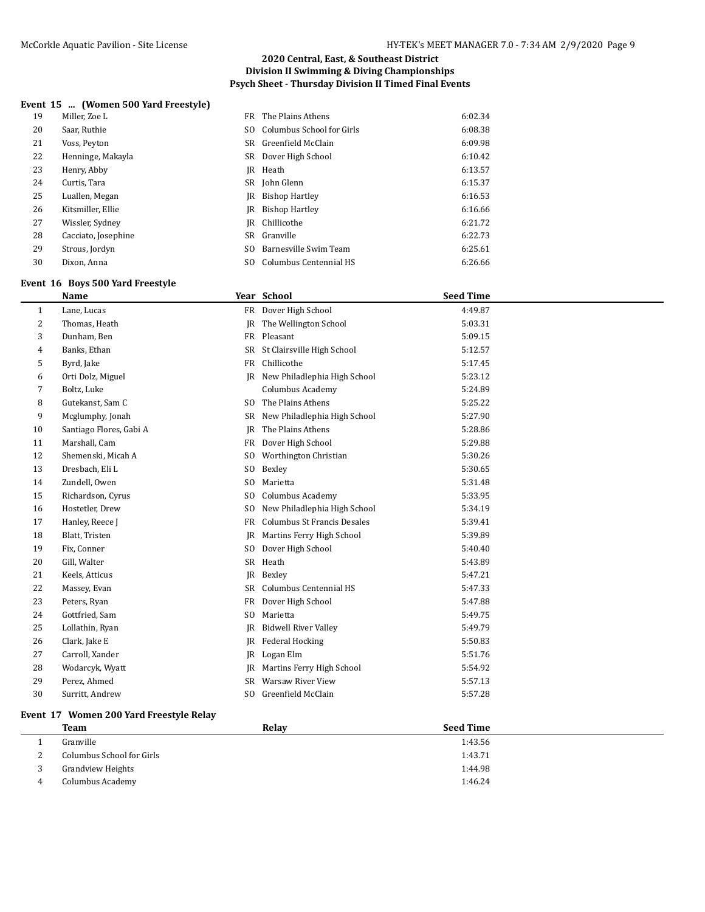## 2020 Central, East, & Southeast District
## Division II Swimming & Diving Championships
## Psych Sheet - Thursday Division II Timed Final Events

### Event 15 ... (Women 500 Yard Freestyle)

| | Name | Year | School | Seed Time |
|---|---|---|---|---|
| 19 | Miller, Zoe L | FR | The Plains Athens | 6:02.34 |
| 20 | Saar, Ruthie | SO | Columbus School for Girls | 6:08.38 |
| 21 | Voss, Peyton | SR | Greenfield McClain | 6:09.98 |
| 22 | Henninge, Makayla | SR | Dover High School | 6:10.42 |
| 23 | Henry, Abby | JR | Heath | 6:13.57 |
| 24 | Curtis, Tara | SR | John Glenn | 6:15.37 |
| 25 | Luallen, Megan | JR | Bishop Hartley | 6:16.53 |
| 26 | Kitsmiller, Ellie | JR | Bishop Hartley | 6:16.66 |
| 27 | Wissler, Sydney | JR | Chillicothe | 6:21.72 |
| 28 | Cacciato, Josephine | SR | Granville | 6:22.73 |
| 29 | Strous, Jordyn | SO | Barnesville Swim Team | 6:25.61 |
| 30 | Dixon, Anna | SO | Columbus Centennial HS | 6:26.66 |

### Event 16 Boys 500 Yard Freestyle

| | Name | Year | School | Seed Time |
|---|---|---|---|---|
| 1 | Lane, Lucas | FR | Dover High School | 4:49.87 |
| 2 | Thomas, Heath | JR | The Wellington School | 5:03.31 |
| 3 | Dunham, Ben | FR | Pleasant | 5:09.15 |
| 4 | Banks, Ethan | SR | St Clairsville High School | 5:12.57 |
| 5 | Byrd, Jake | FR | Chillicothe | 5:17.45 |
| 6 | Orti Dolz, Miguel | JR | New Philadelphia High School | 5:23.12 |
| 7 | Boltz, Luke | | Columbus Academy | 5:24.89 |
| 8 | Gutekanst, Sam C | SO | The Plains Athens | 5:25.22 |
| 9 | Mcglumphy, Jonah | SR | New Philadelphia High School | 5:27.90 |
| 10 | Santiago Flores, Gabi A | JR | The Plains Athens | 5:28.86 |
| 11 | Marshall, Cam | FR | Dover High School | 5:29.88 |
| 12 | Shemenski, Micah A | SO | Worthington Christian | 5:30.26 |
| 13 | Dresbach, Eli L | SO | Bexley | 5:30.65 |
| 14 | Zundell, Owen | SO | Marietta | 5:31.48 |
| 15 | Richardson, Cyrus | SO | Columbus Academy | 5:33.95 |
| 16 | Hostetler, Drew | SO | New Philadelphia High School | 5:34.19 |
| 17 | Hanley, Reece J | FR | Columbus St Francis Desales | 5:39.41 |
| 18 | Blatt, Tristen | JR | Martins Ferry High School | 5:39.89 |
| 19 | Fix, Conner | SO | Dover High School | 5:40.40 |
| 20 | Gill, Walter | SR | Heath | 5:43.89 |
| 21 | Keels, Atticus | JR | Bexley | 5:47.21 |
| 22 | Massey, Evan | SR | Columbus Centennial HS | 5:47.33 |
| 23 | Peters, Ryan | FR | Dover High School | 5:47.88 |
| 24 | Gottfried, Sam | SO | Marietta | 5:49.75 |
| 25 | Lollathin, Ryan | JR | Bidwell River Valley | 5:49.79 |
| 26 | Clark, Jake E | JR | Federal Hocking | 5:50.83 |
| 27 | Carroll, Xander | JR | Logan Elm | 5:51.76 |
| 28 | Wodarcyk, Wyatt | JR | Martins Ferry High School | 5:54.92 |
| 29 | Perez, Ahmed | SR | Warsaw River View | 5:57.13 |
| 30 | Surritt, Andrew | SO | Greenfield McClain | 5:57.28 |

### Event 17 Women 200 Yard Freestyle Relay

| | Team | Relay | Seed Time |
|---|---|---|---|
| 1 | Granville | | 1:43.56 |
| 2 | Columbus School for Girls | | 1:43.71 |
| 3 | Grandview Heights | | 1:44.98 |
| 4 | Columbus Academy | | 1:46.24 |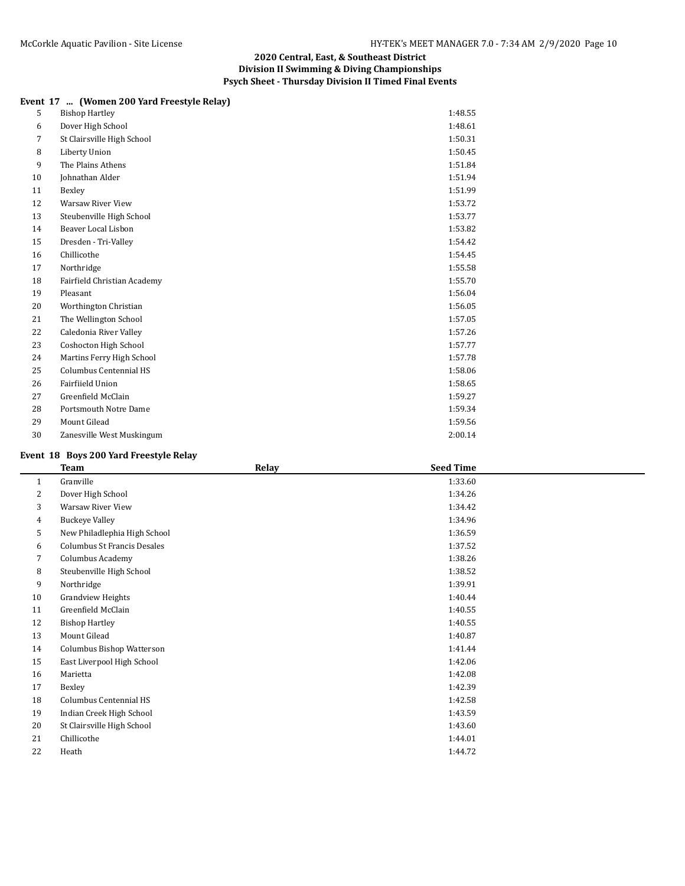### 2020 Central, East, & Southeast District
### Division II Swimming & Diving Championships
### Psych Sheet - Thursday Division II Timed Final Events

**Event 17 ... (Women 200 Yard Freestyle Relay)**

| | Team | Relay | Seed Time |
|---|---|---|---|
| 5 | Bishop Hartley | | 1:48.55 |
| 6 | Dover High School | | 1:48.61 |
| 7 | St Clairsville High School | | 1:50.31 |
| 8 | Liberty Union | | 1:50.45 |
| 9 | The Plains Athens | | 1:51.84 |
| 10 | Johnathan Alder | | 1:51.94 |
| 11 | Bexley | | 1:51.99 |
| 12 | Warsaw River View | | 1:53.72 |
| 13 | Steubenville High School | | 1:53.77 |
| 14 | Beaver Local Lisbon | | 1:53.82 |
| 15 | Dresden - Tri-Valley | | 1:54.42 |
| 16 | Chillicothe | | 1:54.45 |
| 17 | Northridge | | 1:55.58 |
| 18 | Fairfield Christian Academy | | 1:55.70 |
| 19 | Pleasant | | 1:56.04 |
| 20 | Worthington Christian | | 1:56.05 |
| 21 | The Wellington School | | 1:57.05 |
| 22 | Caledonia River Valley | | 1:57.26 |
| 23 | Coshocton High School | | 1:57.77 |
| 24 | Martins Ferry High School | | 1:57.78 |
| 25 | Columbus Centennial HS | | 1:58.06 |
| 26 | Fairfiield Union | | 1:58.65 |
| 27 | Greenfield McClain | | 1:59.27 |
| 28 | Portsmouth Notre Dame | | 1:59.34 |
| 29 | Mount Gilead | | 1:59.56 |
| 30 | Zanesville West Muskingum | | 2:00.14 |

**Event 18 Boys 200 Yard Freestyle Relay**

| | Team | Relay | Seed Time |
|---|---|---|---|
| 1 | Granville | | 1:33.60 |
| 2 | Dover High School | | 1:34.26 |
| 3 | Warsaw River View | | 1:34.42 |
| 4 | Buckeye Valley | | 1:34.96 |
| 5 | New Philadlephia High School | | 1:36.59 |
| 6 | Columbus St Francis Desales | | 1:37.52 |
| 7 | Columbus Academy | | 1:38.26 |
| 8 | Steubenville High School | | 1:38.52 |
| 9 | Northridge | | 1:39.91 |
| 10 | Grandview Heights | | 1:40.44 |
| 11 | Greenfield McClain | | 1:40.55 |
| 12 | Bishop Hartley | | 1:40.55 |
| 13 | Mount Gilead | | 1:40.87 |
| 14 | Columbus Bishop Watterson | | 1:41.44 |
| 15 | East Liverpool High School | | 1:42.06 |
| 16 | Marietta | | 1:42.08 |
| 17 | Bexley | | 1:42.39 |
| 18 | Columbus Centennial HS | | 1:42.58 |
| 19 | Indian Creek High School | | 1:43.59 |
| 20 | St Clairsville High School | | 1:43.60 |
| 21 | Chillicothe | | 1:44.01 |
| 22 | Heath | | 1:44.72 |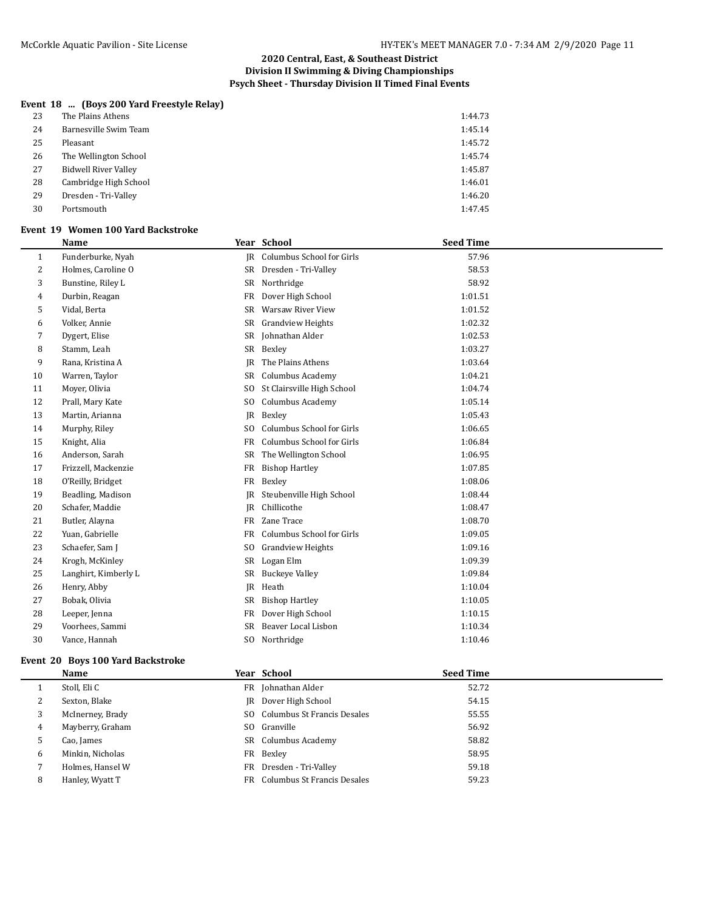## 2020 Central, East, & Southeast District
## Division II Swimming & Diving Championships
## Psych Sheet - Thursday Division II Timed Final Events

### Event 18 ... (Boys 200 Yard Freestyle Relay)

| | Team | Seed Time |
|---|---|---|
| 23 | The Plains Athens | 1:44.73 |
| 24 | Barnesville Swim Team | 1:45.14 |
| 25 | Pleasant | 1:45.72 |
| 26 | The Wellington School | 1:45.74 |
| 27 | Bidwell River Valley | 1:45.87 |
| 28 | Cambridge High School | 1:46.01 |
| 29 | Dresden - Tri-Valley | 1:46.20 |
| 30 | Portsmouth | 1:47.45 |

### Event 19 Women 100 Yard Backstroke

| | Name | Year | School | Seed Time |
|---|---|---|---|---|
| 1 | Funderburke, Nyah | JR | Columbus School for Girls | 57.96 |
| 2 | Holmes, Caroline O | SR | Dresden - Tri-Valley | 58.53 |
| 3 | Bunstine, Riley L | SR | Northridge | 58.92 |
| 4 | Durbin, Reagan | FR | Dover High School | 1:01.51 |
| 5 | Vidal, Berta | SR | Warsaw River View | 1:01.52 |
| 6 | Volker, Annie | SR | Grandview Heights | 1:02.32 |
| 7 | Dygert, Elise | SR | Johnathan Alder | 1:02.53 |
| 8 | Stamm, Leah | SR | Bexley | 1:03.27 |
| 9 | Rana, Kristina A | JR | The Plains Athens | 1:03.64 |
| 10 | Warren, Taylor | SR | Columbus Academy | 1:04.21 |
| 11 | Moyer, Olivia | SO | St Clairsville High School | 1:04.74 |
| 12 | Prall, Mary Kate | SO | Columbus Academy | 1:05.14 |
| 13 | Martin, Arianna | JR | Bexley | 1:05.43 |
| 14 | Murphy, Riley | SO | Columbus School for Girls | 1:06.65 |
| 15 | Knight, Alia | FR | Columbus School for Girls | 1:06.84 |
| 16 | Anderson, Sarah | SR | The Wellington School | 1:06.95 |
| 17 | Frizzell, Mackenzie | FR | Bishop Hartley | 1:07.85 |
| 18 | O'Reilly, Bridget | FR | Bexley | 1:08.06 |
| 19 | Beadling, Madison | JR | Steubenville High School | 1:08.44 |
| 20 | Schafer, Maddie | JR | Chillicothe | 1:08.47 |
| 21 | Butler, Alayna | FR | Zane Trace | 1:08.70 |
| 22 | Yuan, Gabrielle | FR | Columbus School for Girls | 1:09.05 |
| 23 | Schaefer, Sam J | SO | Grandview Heights | 1:09.16 |
| 24 | Krogh, McKinley | SR | Logan Elm | 1:09.39 |
| 25 | Langhirt, Kimberly L | SR | Buckeye Valley | 1:09.84 |
| 26 | Henry, Abby | JR | Heath | 1:10.04 |
| 27 | Bobak, Olivia | SR | Bishop Hartley | 1:10.05 |
| 28 | Leeper, Jenna | FR | Dover High School | 1:10.15 |
| 29 | Voorhees, Sammi | SR | Beaver Local Lisbon | 1:10.34 |
| 30 | Vance, Hannah | SO | Northridge | 1:10.46 |

### Event 20 Boys 100 Yard Backstroke

| | Name | Year | School | Seed Time |
|---|---|---|---|---|
| 1 | Stoll, Eli C | FR | Johnathan Alder | 52.72 |
| 2 | Sexton, Blake | JR | Dover High School | 54.15 |
| 3 | McInerney, Brady | SO | Columbus St Francis Desales | 55.55 |
| 4 | Mayberry, Graham | SO | Granville | 56.92 |
| 5 | Cao, James | SR | Columbus Academy | 58.82 |
| 6 | Minkin, Nicholas | FR | Bexley | 58.95 |
| 7 | Holmes, Hansel W | FR | Dresden - Tri-Valley | 59.18 |
| 8 | Hanley, Wyatt T | FR | Columbus St Francis Desales | 59.23 |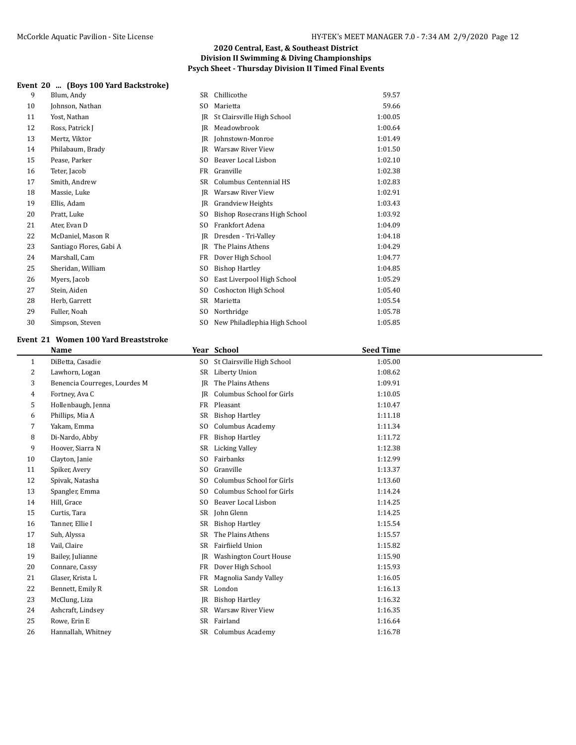## 2020 Central, East, & Southeast District
## Division II Swimming & Diving Championships
## Psych Sheet - Thursday Division II Timed Final Events

### Event 20 ... (Boys 100 Yard Backstroke)

| | Name | Year | School | Seed Time |
|---|---|---|---|---|
| 9 | Blum, Andy | SR | Chillicothe | 59.57 |
| 10 | Johnson, Nathan | SO | Marietta | 59.66 |
| 11 | Yost, Nathan | JR | St Clairsville High School | 1:00.05 |
| 12 | Ross, Patrick J | JR | Meadowbrook | 1:00.64 |
| 13 | Mertz, Viktor | JR | Johnstown-Monroe | 1:01.49 |
| 14 | Philabaum, Brady | JR | Warsaw River View | 1:01.50 |
| 15 | Pease, Parker | SO | Beaver Local Lisbon | 1:02.10 |
| 16 | Teter, Jacob | FR | Granville | 1:02.38 |
| 17 | Smith, Andrew | SR | Columbus Centennial HS | 1:02.83 |
| 18 | Massie, Luke | JR | Warsaw River View | 1:02.91 |
| 19 | Ellis, Adam | JR | Grandview Heights | 1:03.43 |
| 20 | Pratt, Luke | SO | Bishop Rosecrans High School | 1:03.92 |
| 21 | Ater, Evan D | SO | Frankfort Adena | 1:04.09 |
| 22 | McDaniel, Mason R | JR | Dresden - Tri-Valley | 1:04.18 |
| 23 | Santiago Flores, Gabi A | JR | The Plains Athens | 1:04.29 |
| 24 | Marshall, Cam | FR | Dover High School | 1:04.77 |
| 25 | Sheridan, William | SO | Bishop Hartley | 1:04.85 |
| 26 | Myers, Jacob | SO | East Liverpool High School | 1:05.29 |
| 27 | Stein, Aiden | SO | Coshocton High School | 1:05.40 |
| 28 | Herb, Garrett | SR | Marietta | 1:05.54 |
| 29 | Fuller, Noah | SO | Northridge | 1:05.78 |
| 30 | Simpson, Steven | SO | New Philadelphia High School | 1:05.85 |

### Event 21 Women 100 Yard Breaststroke

| | Name | Year | School | Seed Time |
|---|---|---|---|---|
| 1 | DiBetta, Casadie | SO | St Clairsville High School | 1:05.00 |
| 2 | Lawhorn, Logan | SR | Liberty Union | 1:08.62 |
| 3 | Benencia Courreges, Lourdes M | JR | The Plains Athens | 1:09.91 |
| 4 | Fortney, Ava C | JR | Columbus School for Girls | 1:10.05 |
| 5 | Hollenbaugh, Jenna | FR | Pleasant | 1:10.47 |
| 6 | Phillips, Mia A | SR | Bishop Hartley | 1:11.18 |
| 7 | Yakam, Emma | SO | Columbus Academy | 1:11.34 |
| 8 | Di-Nardo, Abby | FR | Bishop Hartley | 1:11.72 |
| 9 | Hoover, Siarra N | SR | Licking Valley | 1:12.38 |
| 10 | Clayton, Janie | SO | Fairbanks | 1:12.99 |
| 11 | Spiker, Avery | SO | Granville | 1:13.37 |
| 12 | Spivak, Natasha | SO | Columbus School for Girls | 1:13.60 |
| 13 | Spangler, Emma | SO | Columbus School for Girls | 1:14.24 |
| 14 | Hill, Grace | SO | Beaver Local Lisbon | 1:14.25 |
| 15 | Curtis, Tara | SR | John Glenn | 1:14.25 |
| 16 | Tanner, Ellie I | SR | Bishop Hartley | 1:15.54 |
| 17 | Suh, Alyssa | SR | The Plains Athens | 1:15.57 |
| 18 | Vail, Claire | SR | Fairfiield Union | 1:15.82 |
| 19 | Bailey, Julianne | JR | Washington Court House | 1:15.90 |
| 20 | Connare, Cassy | FR | Dover High School | 1:15.93 |
| 21 | Glaser, Krista L | FR | Magnolia Sandy Valley | 1:16.05 |
| 22 | Bennett, Emily R | SR | London | 1:16.13 |
| 23 | McClung, Liza | JR | Bishop Hartley | 1:16.32 |
| 24 | Ashcraft, Lindsey | SR | Warsaw River View | 1:16.35 |
| 25 | Rowe, Erin E | SR | Fairland | 1:16.64 |
| 26 | Hannallah, Whitney | SR | Columbus Academy | 1:16.78 |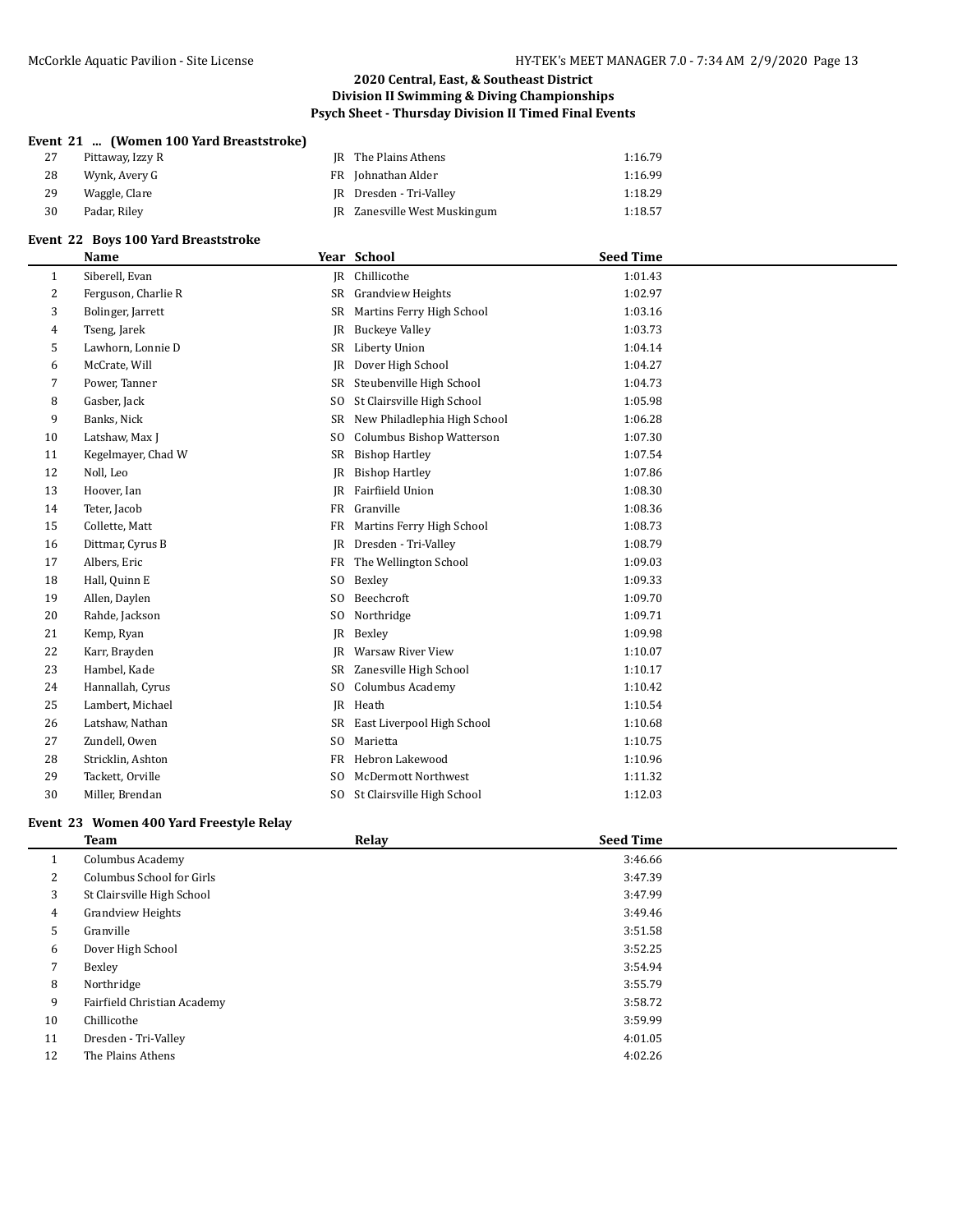## 2020 Central, East, & Southeast District
## Division II Swimming & Diving Championships
## Psych Sheet - Thursday Division II Timed Final Events

### Event 21 ... (Women 100 Yard Breaststroke)

| | Name | Year | School | Seed Time |
|---|---|---|---|---|
| 27 | Pittaway, Izzy R | JR | The Plains Athens | 1:16.79 |
| 28 | Wynk, Avery G | FR | Johnathan Alder | 1:16.99 |
| 29 | Waggle, Clare | JR | Dresden - Tri-Valley | 1:18.29 |
| 30 | Padar, Riley | JR | Zanesville West Muskingum | 1:18.57 |

### Event 22 Boys 100 Yard Breaststroke

| | Name | Year | School | Seed Time |
|---|---|---|---|---|
| 1 | Siberell, Evan | JR | Chillicothe | 1:01.43 |
| 2 | Ferguson, Charlie R | SR | Grandview Heights | 1:02.97 |
| 3 | Bolinger, Jarrett | SR | Martins Ferry High School | 1:03.16 |
| 4 | Tseng, Jarek | JR | Buckeye Valley | 1:03.73 |
| 5 | Lawhorn, Lonnie D | SR | Liberty Union | 1:04.14 |
| 6 | McCrate, Will | JR | Dover High School | 1:04.27 |
| 7 | Power, Tanner | SR | Steubenville High School | 1:04.73 |
| 8 | Gasber, Jack | SO | St Clairsville High School | 1:05.98 |
| 9 | Banks, Nick | SR | New Philadelphia High School | 1:06.28 |
| 10 | Latshaw, Max J | SO | Columbus Bishop Watterson | 1:07.30 |
| 11 | Kegelmayer, Chad W | SR | Bishop Hartley | 1:07.54 |
| 12 | Noll, Leo | JR | Bishop Hartley | 1:07.86 |
| 13 | Hoover, Ian | JR | Fairfiield Union | 1:08.30 |
| 14 | Teter, Jacob | FR | Granville | 1:08.36 |
| 15 | Collette, Matt | FR | Martins Ferry High School | 1:08.73 |
| 16 | Dittmar, Cyrus B | JR | Dresden - Tri-Valley | 1:08.79 |
| 17 | Albers, Eric | FR | The Wellington School | 1:09.03 |
| 18 | Hall, Quinn E | SO | Bexley | 1:09.33 |
| 19 | Allen, Daylen | SO | Beechcroft | 1:09.70 |
| 20 | Rahde, Jackson | SO | Northridge | 1:09.71 |
| 21 | Kemp, Ryan | JR | Bexley | 1:09.98 |
| 22 | Karr, Brayden | JR | Warsaw River View | 1:10.07 |
| 23 | Hambel, Kade | SR | Zanesville High School | 1:10.17 |
| 24 | Hannallah, Cyrus | SO | Columbus Academy | 1:10.42 |
| 25 | Lambert, Michael | JR | Heath | 1:10.54 |
| 26 | Latshaw, Nathan | SR | East Liverpool High School | 1:10.68 |
| 27 | Zundell, Owen | SO | Marietta | 1:10.75 |
| 28 | Stricklin, Ashton | FR | Hebron Lakewood | 1:10.96 |
| 29 | Tackett, Orville | SO | McDermott Northwest | 1:11.32 |
| 30 | Miller, Brendan | SO | St Clairsville High School | 1:12.03 |

### Event 23 Women 400 Yard Freestyle Relay

| | Team | Relay | Seed Time |
|---|---|---|---|
| 1 | Columbus Academy | | 3:46.66 |
| 2 | Columbus School for Girls | | 3:47.39 |
| 3 | St Clairsville High School | | 3:47.99 |
| 4 | Grandview Heights | | 3:49.46 |
| 5 | Granville | | 3:51.58 |
| 6 | Dover High School | | 3:52.25 |
| 7 | Bexley | | 3:54.94 |
| 8 | Northridge | | 3:55.79 |
| 9 | Fairfield Christian Academy | | 3:58.72 |
| 10 | Chillicothe | | 3:59.99 |
| 11 | Dresden - Tri-Valley | | 4:01.05 |
| 12 | The Plains Athens | | 4:02.26 |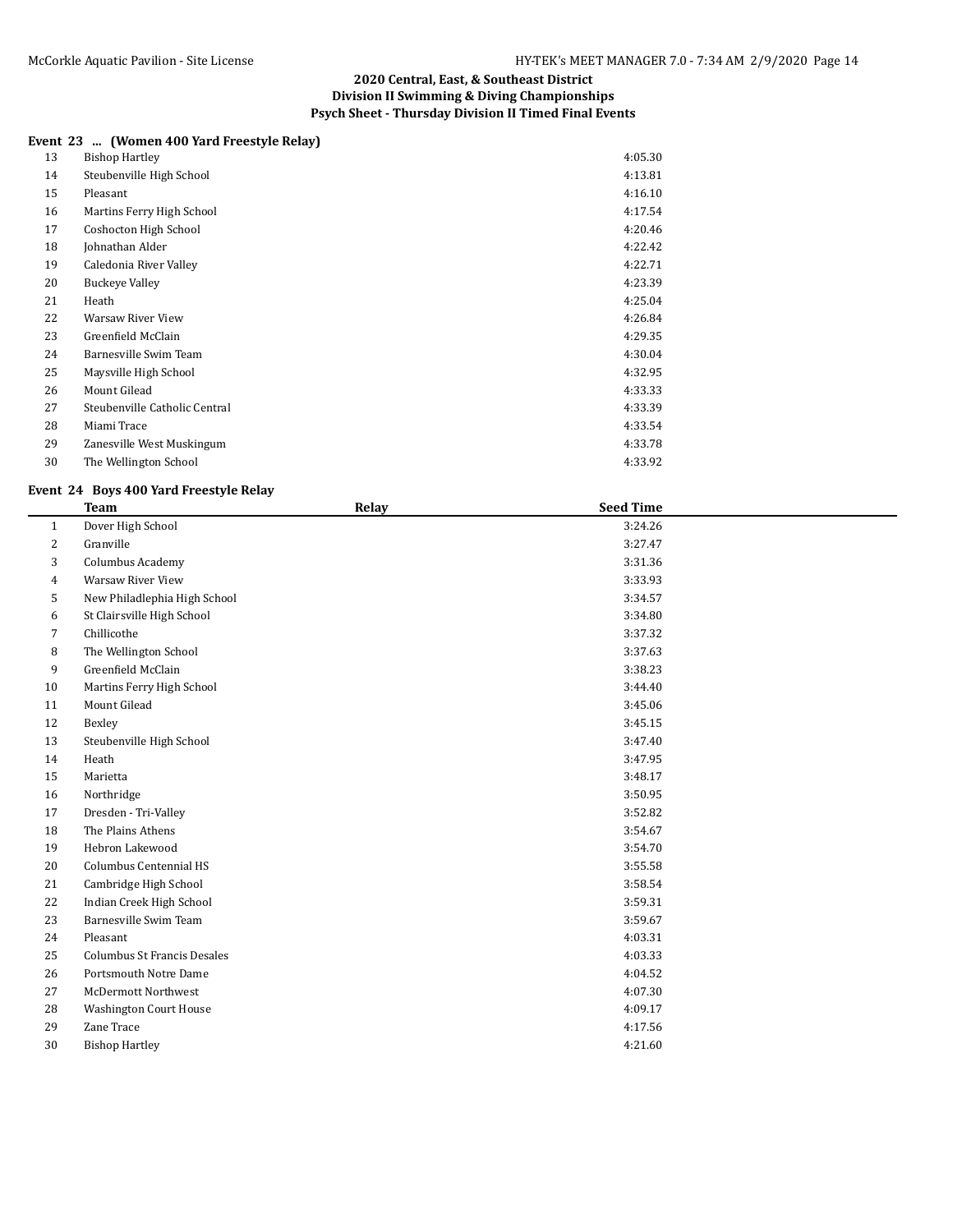## 2020 Central, East, & Southeast District Division II Swimming & Diving Championships

### Psych Sheet - Thursday Division II Timed Final Events

#### Event 23 ... (Women 400 Yard Freestyle Relay)

| | Team | Relay | Seed Time |
|---|---|---|---|
| 13 | Bishop Hartley | | 4:05.30 |
| 14 | Steubenville High School | | 4:13.81 |
| 15 | Pleasant | | 4:16.10 |
| 16 | Martins Ferry High School | | 4:17.54 |
| 17 | Coshocton High School | | 4:20.46 |
| 18 | Johnathan Alder | | 4:22.42 |
| 19 | Caledonia River Valley | | 4:22.71 |
| 20 | Buckeye Valley | | 4:23.39 |
| 21 | Heath | | 4:25.04 |
| 22 | Warsaw River View | | 4:26.84 |
| 23 | Greenfield McClain | | 4:29.35 |
| 24 | Barnesville Swim Team | | 4:30.04 |
| 25 | Maysville High School | | 4:32.95 |
| 26 | Mount Gilead | | 4:33.33 |
| 27 | Steubenville Catholic Central | | 4:33.39 |
| 28 | Miami Trace | | 4:33.54 |
| 29 | Zanesville West Muskingum | | 4:33.78 |
| 30 | The Wellington School | | 4:33.92 |

#### Event 24 Boys 400 Yard Freestyle Relay

| | Team | Relay | Seed Time |
|---|---|---|---|
| 1 | Dover High School | | 3:24.26 |
| 2 | Granville | | 3:27.47 |
| 3 | Columbus Academy | | 3:31.36 |
| 4 | Warsaw River View | | 3:33.93 |
| 5 | New Philadlephia High School | | 3:34.57 |
| 6 | St Clairsville High School | | 3:34.80 |
| 7 | Chillicothe | | 3:37.32 |
| 8 | The Wellington School | | 3:37.63 |
| 9 | Greenfield McClain | | 3:38.23 |
| 10 | Martins Ferry High School | | 3:44.40 |
| 11 | Mount Gilead | | 3:45.06 |
| 12 | Bexley | | 3:45.15 |
| 13 | Steubenville High School | | 3:47.40 |
| 14 | Heath | | 3:47.95 |
| 15 | Marietta | | 3:48.17 |
| 16 | Northridge | | 3:50.95 |
| 17 | Dresden - Tri-Valley | | 3:52.82 |
| 18 | The Plains Athens | | 3:54.67 |
| 19 | Hebron Lakewood | | 3:54.70 |
| 20 | Columbus Centennial HS | | 3:55.58 |
| 21 | Cambridge High School | | 3:58.54 |
| 22 | Indian Creek High School | | 3:59.31 |
| 23 | Barnesville Swim Team | | 3:59.67 |
| 24 | Pleasant | | 4:03.31 |
| 25 | Columbus St Francis Desales | | 4:03.33 |
| 26 | Portsmouth Notre Dame | | 4:04.52 |
| 27 | McDermott Northwest | | 4:07.30 |
| 28 | Washington Court House | | 4:09.17 |
| 29 | Zane Trace | | 4:17.56 |
| 30 | Bishop Hartley | | 4:21.60 |